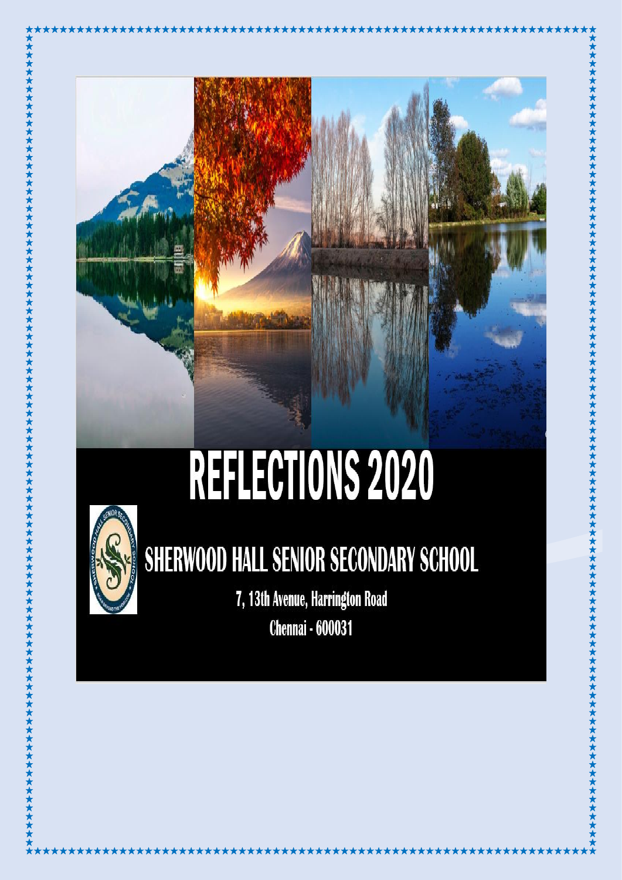# REFLECTIONS 2020

## SHERWOOD HALL SENIOR SECONDARY SCHOOL

7, 13th Avenue, Harrington Road

Chennai - 600031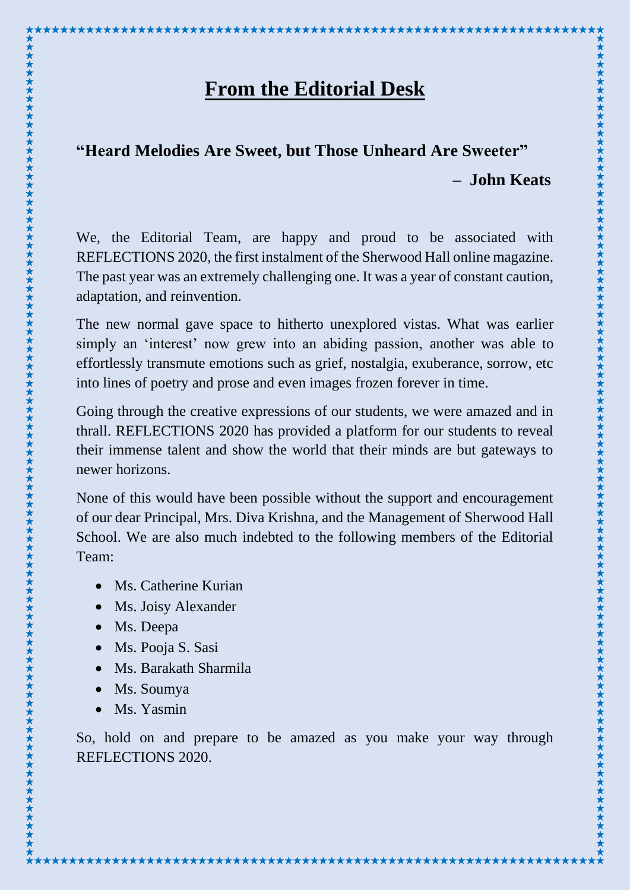# From the Editorial Desk

**"Heard Melodies Are Sweet, but Those Unheard Are Sweeter"**

**– John Keats**

We, the Editorial Team, are happy and proud to be associated with REFLECTIONS 2020, the first instalment of the Sherwood Hall online magazine. The past year was an extremely challenging one. It was a year of constant caution, adaptation, and reinvention.

The new normal gave space to hitherto unexplored vistas. What was earlier simply an 'interest' now grew into an abiding passion, another was able to effortlessly transmute emotions such as grief, nostalgia, exuberance, sorrow, etc into lines of poetry and prose and even images frozen forever in time.

Going through the creative expressions of our students, we were amazed and in thrall. REFLECTIONS 2020 has provided a platform for our students to reveal their immense talent and show the world that their minds are but gateways to newer horizons.

None of this would have been possible without the support and encouragement of our dear Principal, Mrs. Diva Krishna, and the Management of Sherwood Hall School. We are also much indebted to the following members of the Editorial Team:

- Ms. Catherine Kurian
- Ms. Joisy Alexander
- Ms. Deepa
- Ms. Pooja S. Sasi
- Ms. Barakath Sharmila
- Ms. Soumya
- Ms. Yasmin

So, hold on and prepare to be amazed as you make your way through REFLECTIONS 2020.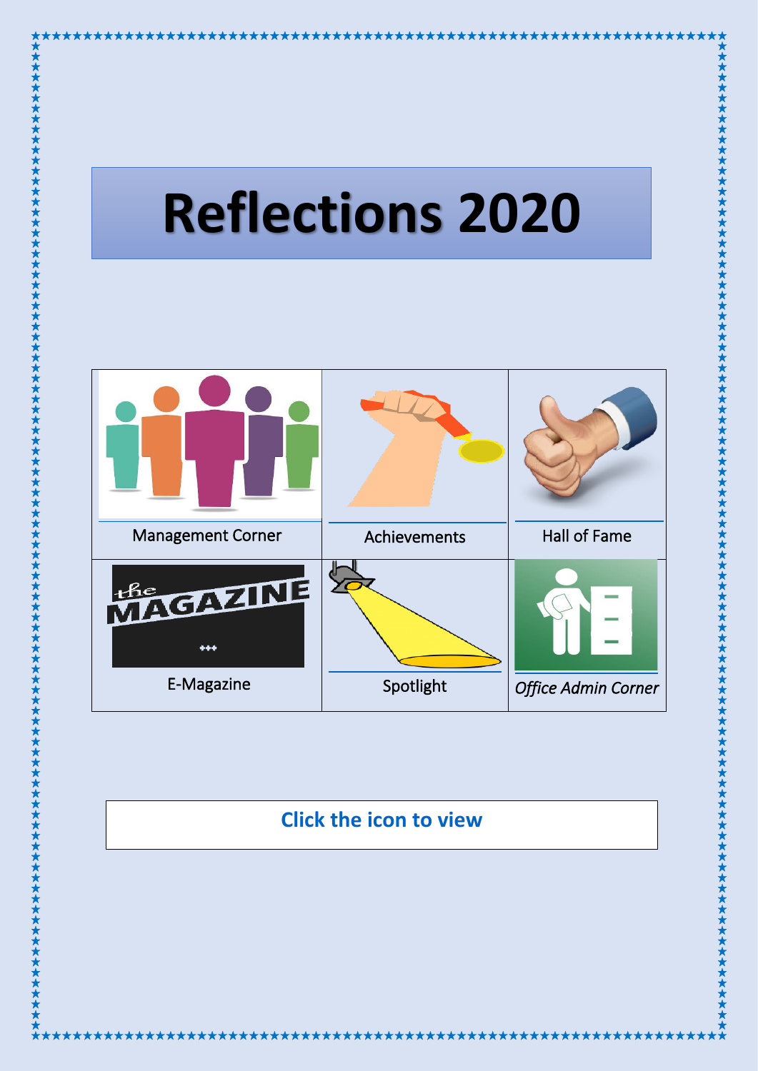# Reflections 2020

| | | |
|---|---|---|
| Management Corner | Achievements | Hall of Fame |
| E-Magazine | Spotlight | *Office Admin Corner* |

**Click the icon to view**